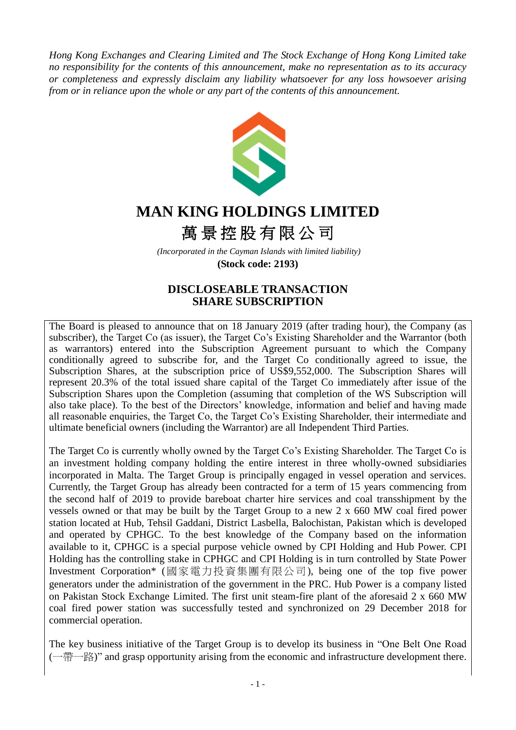*Hong Kong Exchanges and Clearing Limited and The Stock Exchange of Hong Kong Limited take no responsibility for the contents of this announcement, make no representation as to its accuracy or completeness and expressly disclaim any liability whatsoever for any loss howsoever arising from or in reliance upon the whole or any part of the contents of this announcement.*

# MAN KING HOLDINGS LIMITED
# 萬景控股有限公司

*(Incorporated in the Cayman Islands with limited liability)*

**(Stock code: 2193)**

## DISCLOSEABLE TRANSACTION
## SHARE SUBSCRIPTION

The Board is pleased to announce that on 18 January 2019 (after trading hour), the Company (as subscriber), the Target Co (as issuer), the Target Co's Existing Shareholder and the Warrantor (both as warrantors) entered into the Subscription Agreement pursuant to which the Company conditionally agreed to subscribe for, and the Target Co conditionally agreed to issue, the Subscription Shares, at the subscription price of US$9,552,000. The Subscription Shares will represent 20.3% of the total issued share capital of the Target Co immediately after issue of the Subscription Shares upon the Completion (assuming that completion of the WS Subscription will also take place). To the best of the Directors' knowledge, information and belief and having made all reasonable enquiries, the Target Co, the Target Co's Existing Shareholder, their intermediate and ultimate beneficial owners (including the Warrantor) are all Independent Third Parties.

The Target Co is currently wholly owned by the Target Co's Existing Shareholder. The Target Co is an investment holding company holding the entire interest in three wholly-owned subsidiaries incorporated in Malta. The Target Group is principally engaged in vessel operation and services. Currently, the Target Group has already been contracted for a term of 15 years commencing from the second half of 2019 to provide bareboat charter hire services and coal transshipment by the vessels owned or that may be built by the Target Group to a new 2 x 660 MW coal fired power station located at Hub, Tehsil Gaddani, District Lasbella, Balochistan, Pakistan which is developed and operated by CPHGC. To the best knowledge of the Company based on the information available to it, CPHGC is a special purpose vehicle owned by CPI Holding and Hub Power. CPI Holding has the controlling stake in CPHGC and CPI Holding is in turn controlled by State Power Investment Corporation* (國家電力投資集團有限公司), being one of the top five power generators under the administration of the government in the PRC. Hub Power is a company listed on Pakistan Stock Exchange Limited. The first unit steam-fire plant of the aforesaid 2 x 660 MW coal fired power station was successfully tested and synchronized on 29 December 2018 for commercial operation.

The key business initiative of the Target Group is to develop its business in "One Belt One Road (一帶一路)" and grasp opportunity arising from the economic and infrastructure development there.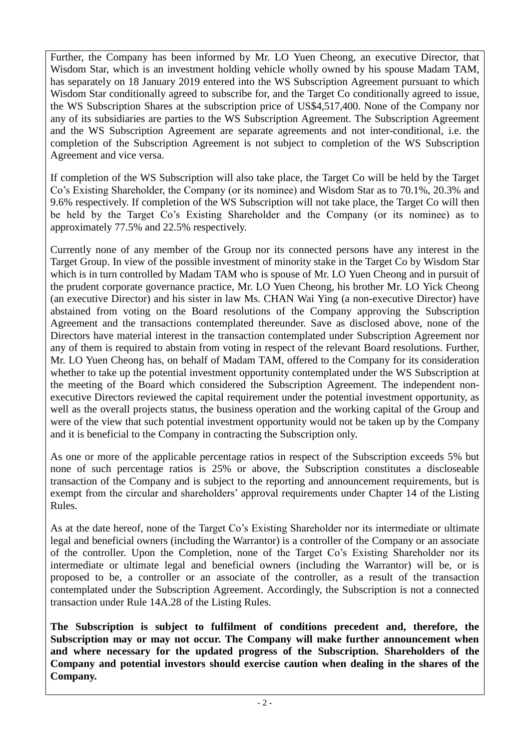Further, the Company has been informed by Mr. LO Yuen Cheong, an executive Director, that Wisdom Star, which is an investment holding vehicle wholly owned by his spouse Madam TAM, has separately on 18 January 2019 entered into the WS Subscription Agreement pursuant to which Wisdom Star conditionally agreed to subscribe for, and the Target Co conditionally agreed to issue, the WS Subscription Shares at the subscription price of US$4,517,400. None of the Company nor any of its subsidiaries are parties to the WS Subscription Agreement. The Subscription Agreement and the WS Subscription Agreement are separate agreements and not inter-conditional, i.e. the completion of the Subscription Agreement is not subject to completion of the WS Subscription Agreement and vice versa.

If completion of the WS Subscription will also take place, the Target Co will be held by the Target Co's Existing Shareholder, the Company (or its nominee) and Wisdom Star as to 70.1%, 20.3% and 9.6% respectively. If completion of the WS Subscription will not take place, the Target Co will then be held by the Target Co's Existing Shareholder and the Company (or its nominee) as to approximately 77.5% and 22.5% respectively.

Currently none of any member of the Group nor its connected persons have any interest in the Target Group. In view of the possible investment of minority stake in the Target Co by Wisdom Star which is in turn controlled by Madam TAM who is spouse of Mr. LO Yuen Cheong and in pursuit of the prudent corporate governance practice, Mr. LO Yuen Cheong, his brother Mr. LO Yick Cheong (an executive Director) and his sister in law Ms. CHAN Wai Ying (a non-executive Director) have abstained from voting on the Board resolutions of the Company approving the Subscription Agreement and the transactions contemplated thereunder. Save as disclosed above, none of the Directors have material interest in the transaction contemplated under Subscription Agreement nor any of them is required to abstain from voting in respect of the relevant Board resolutions. Further, Mr. LO Yuen Cheong has, on behalf of Madam TAM, offered to the Company for its consideration whether to take up the potential investment opportunity contemplated under the WS Subscription at the meeting of the Board which considered the Subscription Agreement. The independent non-executive Directors reviewed the capital requirement under the potential investment opportunity, as well as the overall projects status, the business operation and the working capital of the Group and were of the view that such potential investment opportunity would not be taken up by the Company and it is beneficial to the Company in contracting the Subscription only.

As one or more of the applicable percentage ratios in respect of the Subscription exceeds 5% but none of such percentage ratios is 25% or above, the Subscription constitutes a discloseable transaction of the Company and is subject to the reporting and announcement requirements, but is exempt from the circular and shareholders' approval requirements under Chapter 14 of the Listing Rules.

As at the date hereof, none of the Target Co's Existing Shareholder nor its intermediate or ultimate legal and beneficial owners (including the Warrantor) is a controller of the Company or an associate of the controller. Upon the Completion, none of the Target Co's Existing Shareholder nor its intermediate or ultimate legal and beneficial owners (including the Warrantor) will be, or is proposed to be, a controller or an associate of the controller, as a result of the transaction contemplated under the Subscription Agreement. Accordingly, the Subscription is not a connected transaction under Rule 14A.28 of the Listing Rules.

**The Subscription is subject to fulfilment of conditions precedent and, therefore, the Subscription may or may not occur. The Company will make further announcement when and where necessary for the updated progress of the Subscription. Shareholders of the Company and potential investors should exercise caution when dealing in the shares of the Company.**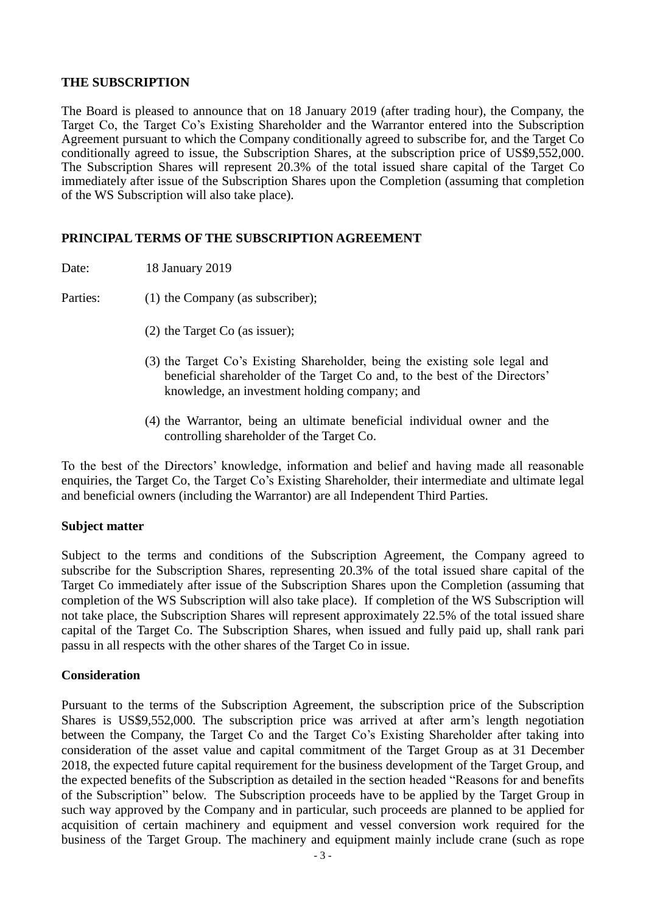**THE SUBSCRIPTION**

The Board is pleased to announce that on 18 January 2019 (after trading hour), the Company, the Target Co, the Target Co's Existing Shareholder and the Warrantor entered into the Subscription Agreement pursuant to which the Company conditionally agreed to subscribe for, and the Target Co conditionally agreed to issue, the Subscription Shares, at the subscription price of US$9,552,000. The Subscription Shares will represent 20.3% of the total issued share capital of the Target Co immediately after issue of the Subscription Shares upon the Completion (assuming that completion of the WS Subscription will also take place).

**PRINCIPAL TERMS OF THE SUBSCRIPTION AGREEMENT**

Date: 18 January 2019

Parties:

(1) the Company (as subscriber);

(2) the Target Co (as issuer);

(3) the Target Co's Existing Shareholder, being the existing sole legal and beneficial shareholder of the Target Co and, to the best of the Directors' knowledge, an investment holding company; and

(4) the Warrantor, being an ultimate beneficial individual owner and the controlling shareholder of the Target Co.

To the best of the Directors' knowledge, information and belief and having made all reasonable enquiries, the Target Co, the Target Co's Existing Shareholder, their intermediate and ultimate legal and beneficial owners (including the Warrantor) are all Independent Third Parties.

**Subject matter**

Subject to the terms and conditions of the Subscription Agreement, the Company agreed to subscribe for the Subscription Shares, representing 20.3% of the total issued share capital of the Target Co immediately after issue of the Subscription Shares upon the Completion (assuming that completion of the WS Subscription will also take place). If completion of the WS Subscription will not take place, the Subscription Shares will represent approximately 22.5% of the total issued share capital of the Target Co. The Subscription Shares, when issued and fully paid up, shall rank pari passu in all respects with the other shares of the Target Co in issue.

**Consideration**

Pursuant to the terms of the Subscription Agreement, the subscription price of the Subscription Shares is US$9,552,000. The subscription price was arrived at after arm's length negotiation between the Company, the Target Co and the Target Co's Existing Shareholder after taking into consideration of the asset value and capital commitment of the Target Group as at 31 December 2018, the expected future capital requirement for the business development of the Target Group, and the expected benefits of the Subscription as detailed in the section headed "Reasons for and benefits of the Subscription" below. The Subscription proceeds have to be applied by the Target Group in such way approved by the Company and in particular, such proceeds are planned to be applied for acquisition of certain machinery and equipment and vessel conversion work required for the business of the Target Group. The machinery and equipment mainly include crane (such as rope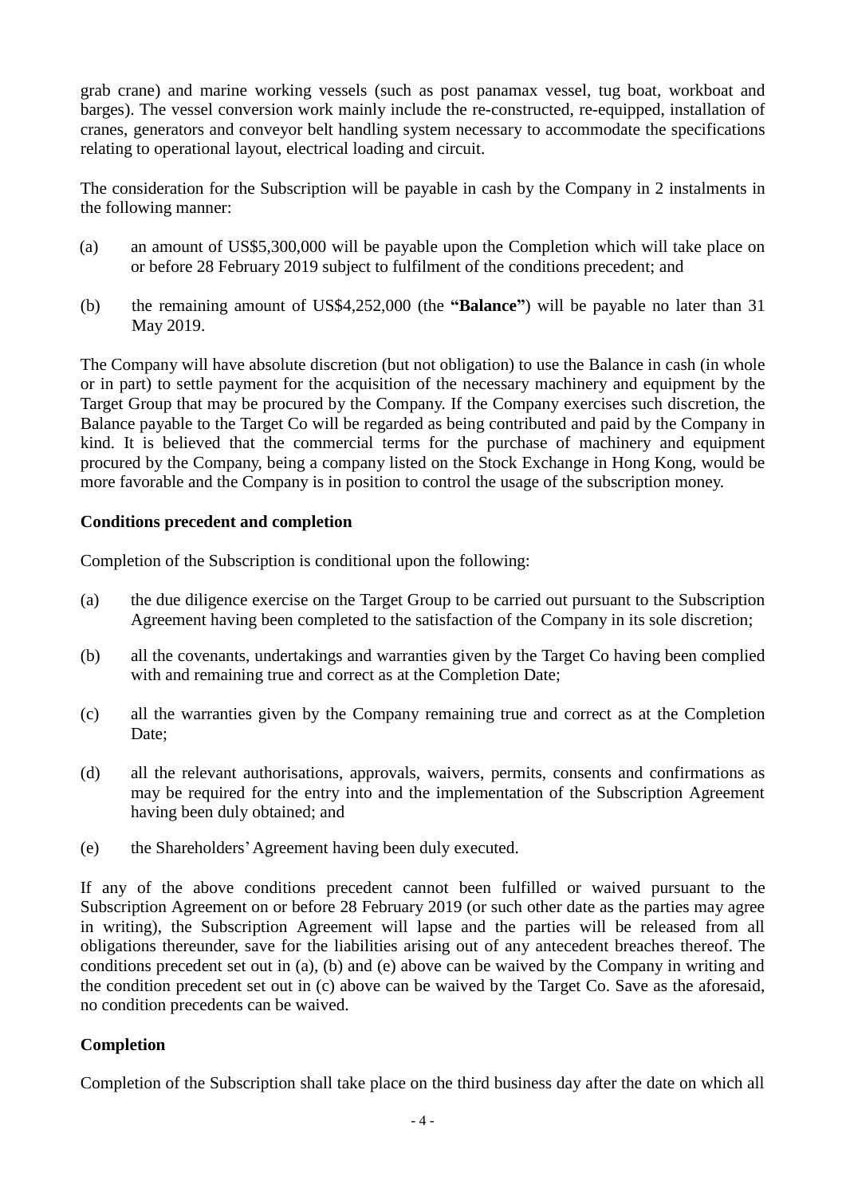grab crane) and marine working vessels (such as post panamax vessel, tug boat, workboat and barges). The vessel conversion work mainly include the re-constructed, re-equipped, installation of cranes, generators and conveyor belt handling system necessary to accommodate the specifications relating to operational layout, electrical loading and circuit.

The consideration for the Subscription will be payable in cash by the Company in 2 instalments in the following manner:

(a) an amount of US$5,300,000 will be payable upon the Completion which will take place on or before 28 February 2019 subject to fulfilment of the conditions precedent; and

(b) the remaining amount of US$4,252,000 (the **"Balance"**) will be payable no later than 31 May 2019.

The Company will have absolute discretion (but not obligation) to use the Balance in cash (in whole or in part) to settle payment for the acquisition of the necessary machinery and equipment by the Target Group that may be procured by the Company. If the Company exercises such discretion, the Balance payable to the Target Co will be regarded as being contributed and paid by the Company in kind. It is believed that the commercial terms for the purchase of machinery and equipment procured by the Company, being a company listed on the Stock Exchange in Hong Kong, would be more favorable and the Company is in position to control the usage of the subscription money.

**Conditions precedent and completion**

Completion of the Subscription is conditional upon the following:

(a) the due diligence exercise on the Target Group to be carried out pursuant to the Subscription Agreement having been completed to the satisfaction of the Company in its sole discretion;

(b) all the covenants, undertakings and warranties given by the Target Co having been complied with and remaining true and correct as at the Completion Date;

(c) all the warranties given by the Company remaining true and correct as at the Completion Date;

(d) all the relevant authorisations, approvals, waivers, permits, consents and confirmations as may be required for the entry into and the implementation of the Subscription Agreement having been duly obtained; and

(e) the Shareholders' Agreement having been duly executed.

If any of the above conditions precedent cannot been fulfilled or waived pursuant to the Subscription Agreement on or before 28 February 2019 (or such other date as the parties may agree in writing), the Subscription Agreement will lapse and the parties will be released from all obligations thereunder, save for the liabilities arising out of any antecedent breaches thereof. The conditions precedent set out in (a), (b) and (e) above can be waived by the Company in writing and the condition precedent set out in (c) above can be waived by the Target Co. Save as the aforesaid, no condition precedents can be waived.

**Completion**

Completion of the Subscription shall take place on the third business day after the date on which all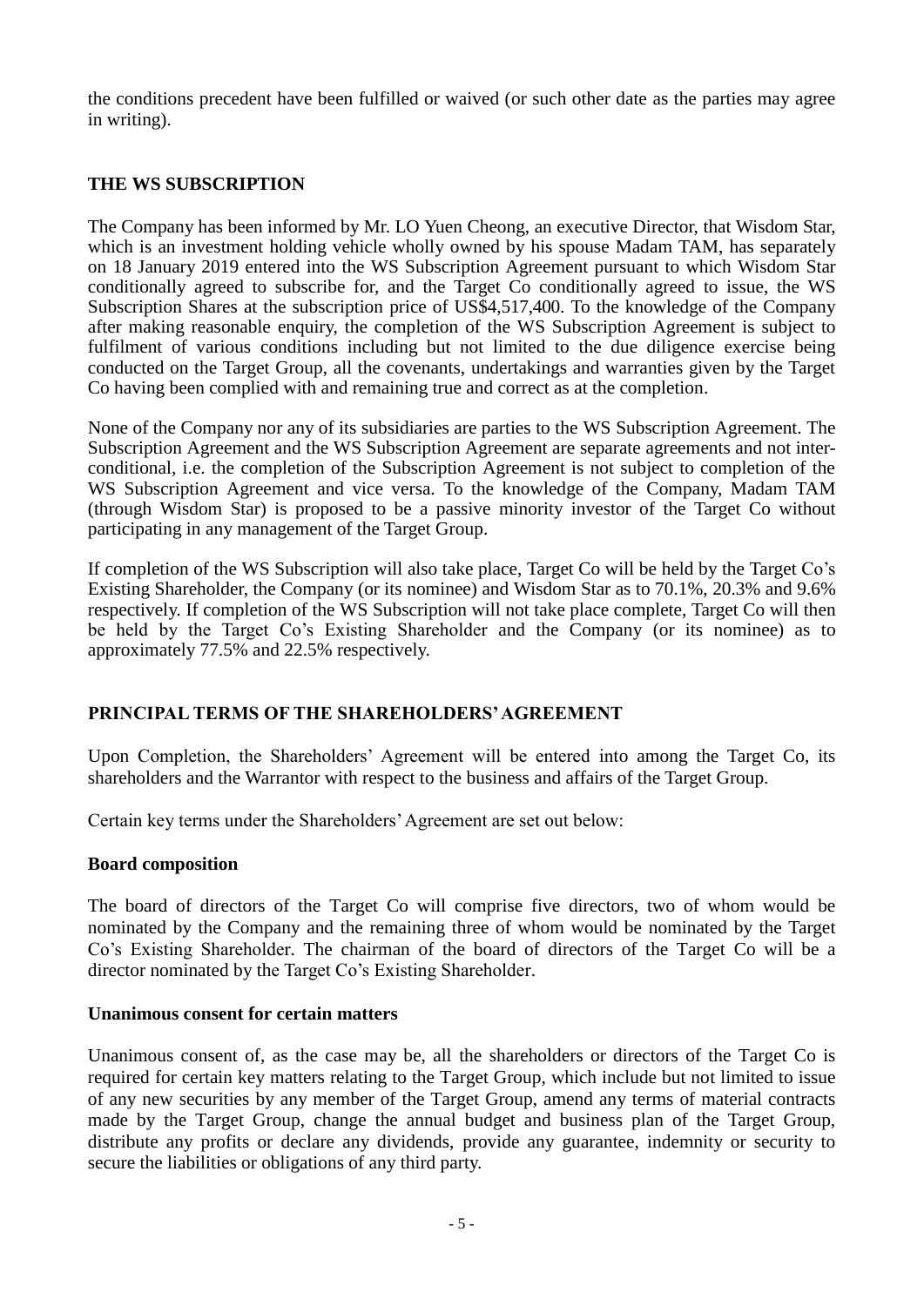the conditions precedent have been fulfilled or waived (or such other date as the parties may agree in writing).

## THE WS SUBSCRIPTION

The Company has been informed by Mr. LO Yuen Cheong, an executive Director, that Wisdom Star, which is an investment holding vehicle wholly owned by his spouse Madam TAM, has separately on 18 January 2019 entered into the WS Subscription Agreement pursuant to which Wisdom Star conditionally agreed to subscribe for, and the Target Co conditionally agreed to issue, the WS Subscription Shares at the subscription price of US$4,517,400. To the knowledge of the Company after making reasonable enquiry, the completion of the WS Subscription Agreement is subject to fulfilment of various conditions including but not limited to the due diligence exercise being conducted on the Target Group, all the covenants, undertakings and warranties given by the Target Co having been complied with and remaining true and correct as at the completion.

None of the Company nor any of its subsidiaries are parties to the WS Subscription Agreement. The Subscription Agreement and the WS Subscription Agreement are separate agreements and not inter-conditional, i.e. the completion of the Subscription Agreement is not subject to completion of the WS Subscription Agreement and vice versa. To the knowledge of the Company, Madam TAM (through Wisdom Star) is proposed to be a passive minority investor of the Target Co without participating in any management of the Target Group.

If completion of the WS Subscription will also take place, Target Co will be held by the Target Co's Existing Shareholder, the Company (or its nominee) and Wisdom Star as to 70.1%, 20.3% and 9.6% respectively. If completion of the WS Subscription will not take place complete, Target Co will then be held by the Target Co's Existing Shareholder and the Company (or its nominee) as to approximately 77.5% and 22.5% respectively.

## PRINCIPAL TERMS OF THE SHAREHOLDERS' AGREEMENT

Upon Completion, the Shareholders' Agreement will be entered into among the Target Co, its shareholders and the Warrantor with respect to the business and affairs of the Target Group.

Certain key terms under the Shareholders' Agreement are set out below:

### Board composition

The board of directors of the Target Co will comprise five directors, two of whom would be nominated by the Company and the remaining three of whom would be nominated by the Target Co's Existing Shareholder. The chairman of the board of directors of the Target Co will be a director nominated by the Target Co's Existing Shareholder.

### Unanimous consent for certain matters

Unanimous consent of, as the case may be, all the shareholders or directors of the Target Co is required for certain key matters relating to the Target Group, which include but not limited to issue of any new securities by any member of the Target Group, amend any terms of material contracts made by the Target Group, change the annual budget and business plan of the Target Group, distribute any profits or declare any dividends, provide any guarantee, indemnity or security to secure the liabilities or obligations of any third party.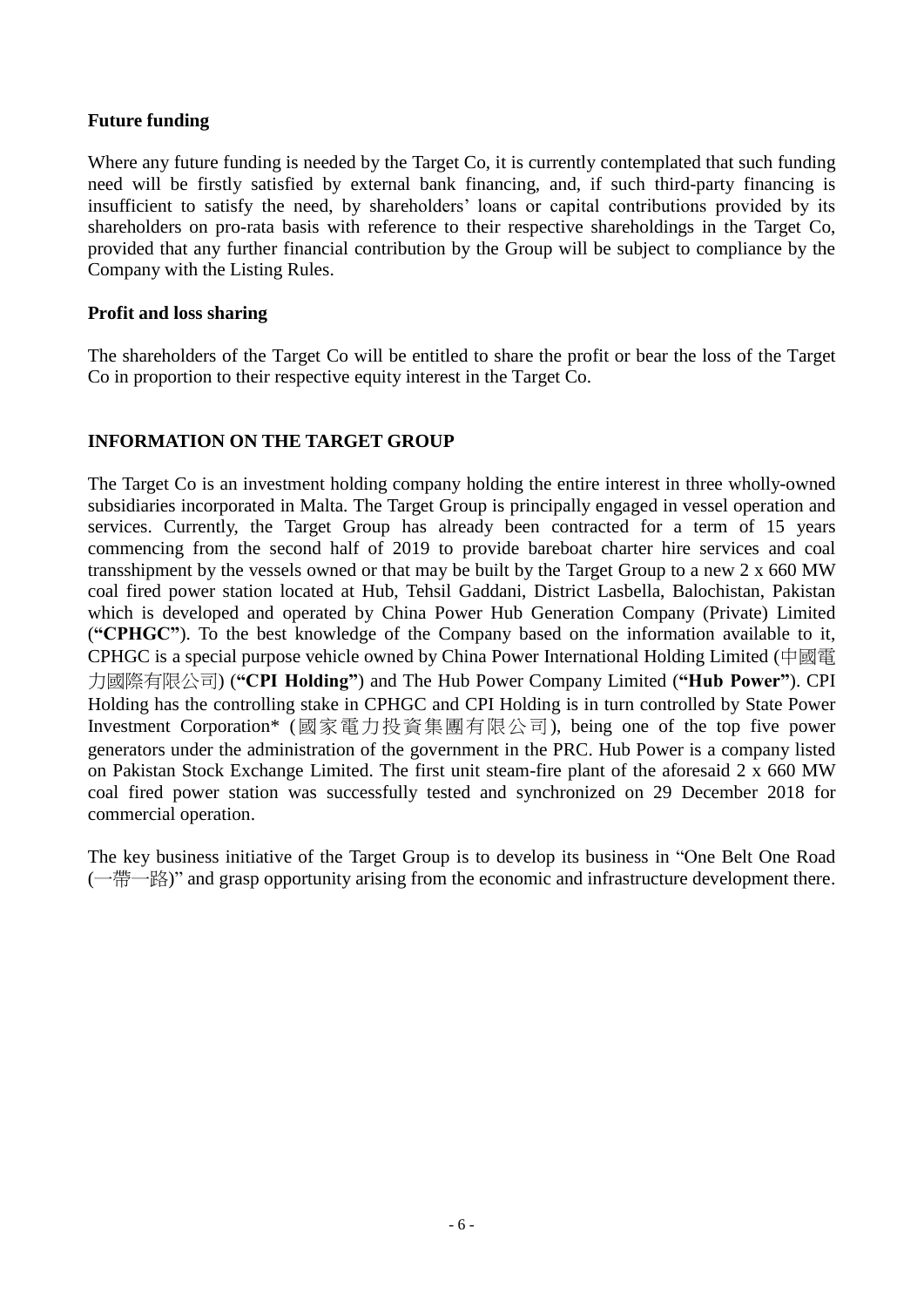**Future funding**

Where any future funding is needed by the Target Co, it is currently contemplated that such funding need will be firstly satisfied by external bank financing, and, if such third-party financing is insufficient to satisfy the need, by shareholders' loans or capital contributions provided by its shareholders on pro-rata basis with reference to their respective shareholdings in the Target Co, provided that any further financial contribution by the Group will be subject to compliance by the Company with the Listing Rules.

**Profit and loss sharing**

The shareholders of the Target Co will be entitled to share the profit or bear the loss of the Target Co in proportion to their respective equity interest in the Target Co.

**INFORMATION ON THE TARGET GROUP**

The Target Co is an investment holding company holding the entire interest in three wholly-owned subsidiaries incorporated in Malta. The Target Group is principally engaged in vessel operation and services. Currently, the Target Group has already been contracted for a term of 15 years commencing from the second half of 2019 to provide bareboat charter hire services and coal transshipment by the vessels owned or that may be built by the Target Group to a new 2 x 660 MW coal fired power station located at Hub, Tehsil Gaddani, District Lasbella, Balochistan, Pakistan which is developed and operated by China Power Hub Generation Company (Private) Limited (**"CPHGC"**). To the best knowledge of the Company based on the information available to it, CPHGC is a special purpose vehicle owned by China Power International Holding Limited (中國電力國際有限公司) (**"CPI Holding"**) and The Hub Power Company Limited (**"Hub Power"**). CPI Holding has the controlling stake in CPHGC and CPI Holding is in turn controlled by State Power Investment Corporation* (國家電力投資集團有限公司), being one of the top five power generators under the administration of the government in the PRC. Hub Power is a company listed on Pakistan Stock Exchange Limited. The first unit steam-fire plant of the aforesaid 2 x 660 MW coal fired power station was successfully tested and synchronized on 29 December 2018 for commercial operation.

The key business initiative of the Target Group is to develop its business in "One Belt One Road (一帶一路)" and grasp opportunity arising from the economic and infrastructure development there.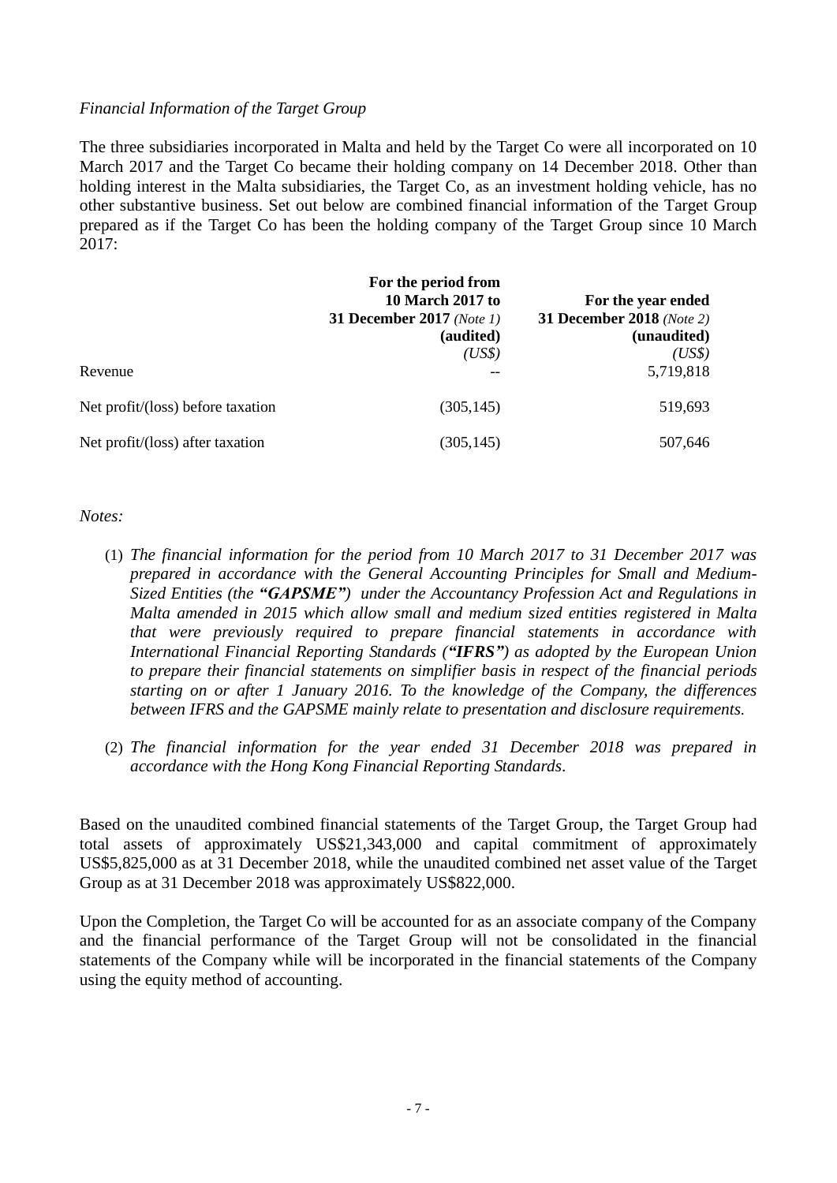*Financial Information of the Target Group*

The three subsidiaries incorporated in Malta and held by the Target Co were all incorporated on 10 March 2017 and the Target Co became their holding company on 14 December 2018. Other than holding interest in the Malta subsidiaries, the Target Co, as an investment holding vehicle, has no other substantive business. Set out below are combined financial information of the Target Group prepared as if the Target Co has been the holding company of the Target Group since 10 March 2017:

| | **For the period from 10 March 2017 to 31 December 2017** *(Note 1)* **(audited)** *(US$)* | **For the year ended 31 December 2018** *(Note 2)* **(unaudited)** *(US$)* |
|---|---|---|
| Revenue | -- | 5,719,818 |
| Net profit/(loss) before taxation | (305,145) | 519,693 |
| Net profit/(loss) after taxation | (305,145) | 507,646 |

*Notes:*

(1) *The financial information for the period from 10 March 2017 to 31 December 2017 was prepared in accordance with the General Accounting Principles for Small and Medium-Sized Entities (the **"GAPSME"**) under the Accountancy Profession Act and Regulations in Malta amended in 2015 which allow small and medium sized entities registered in Malta that were previously required to prepare financial statements in accordance with International Financial Reporting Standards (**"IFRS"**) as adopted by the European Union to prepare their financial statements on simplifier basis in respect of the financial periods starting on or after 1 January 2016. To the knowledge of the Company, the differences between IFRS and the GAPSME mainly relate to presentation and disclosure requirements.*

(2) *The financial information for the year ended 31 December 2018 was prepared in accordance with the Hong Kong Financial Reporting Standards.*

Based on the unaudited combined financial statements of the Target Group, the Target Group had total assets of approximately US$21,343,000 and capital commitment of approximately US$5,825,000 as at 31 December 2018, while the unaudited combined net asset value of the Target Group as at 31 December 2018 was approximately US$822,000.

Upon the Completion, the Target Co will be accounted for as an associate company of the Company and the financial performance of the Target Group will not be consolidated in the financial statements of the Company while will be incorporated in the financial statements of the Company using the equity method of accounting.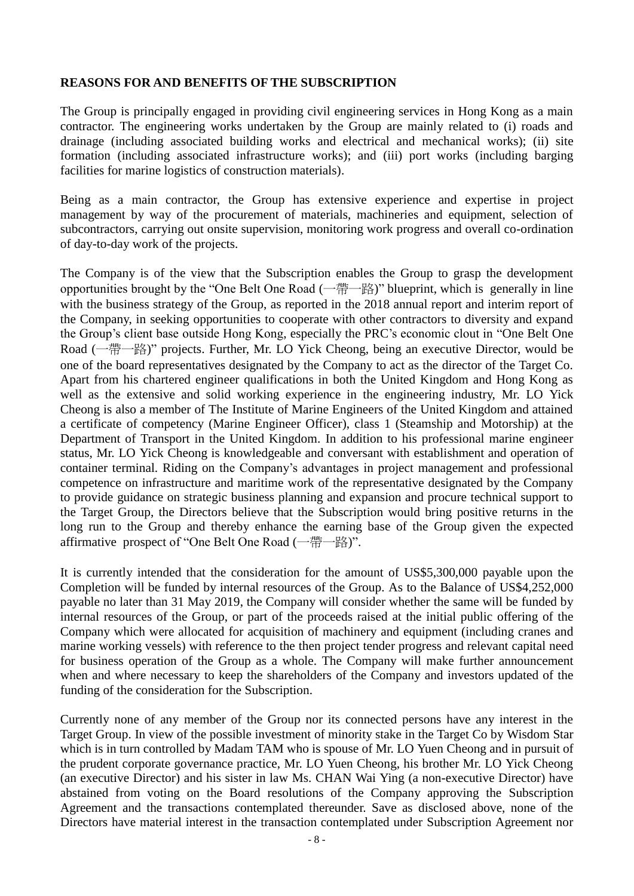**REASONS FOR AND BENEFITS OF THE SUBSCRIPTION**

The Group is principally engaged in providing civil engineering services in Hong Kong as a main contractor. The engineering works undertaken by the Group are mainly related to (i) roads and drainage (including associated building works and electrical and mechanical works); (ii) site formation (including associated infrastructure works); and (iii) port works (including barging facilities for marine logistics of construction materials).

Being as a main contractor, the Group has extensive experience and expertise in project management by way of the procurement of materials, machineries and equipment, selection of subcontractors, carrying out onsite supervision, monitoring work progress and overall co-ordination of day-to-day work of the projects.

The Company is of the view that the Subscription enables the Group to grasp the development opportunities brought by the "One Belt One Road (一帶一路)" blueprint, which is generally in line with the business strategy of the Group, as reported in the 2018 annual report and interim report of the Company, in seeking opportunities to cooperate with other contractors to diversity and expand the Group's client base outside Hong Kong, especially the PRC's economic clout in "One Belt One Road (一帶一路)" projects. Further, Mr. LO Yick Cheong, being an executive Director, would be one of the board representatives designated by the Company to act as the director of the Target Co. Apart from his chartered engineer qualifications in both the United Kingdom and Hong Kong as well as the extensive and solid working experience in the engineering industry, Mr. LO Yick Cheong is also a member of The Institute of Marine Engineers of the United Kingdom and attained a certificate of competency (Marine Engineer Officer), class 1 (Steamship and Motorship) at the Department of Transport in the United Kingdom. In addition to his professional marine engineer status, Mr. LO Yick Cheong is knowledgeable and conversant with establishment and operation of container terminal. Riding on the Company's advantages in project management and professional competence on infrastructure and maritime work of the representative designated by the Company to provide guidance on strategic business planning and expansion and procure technical support to the Target Group, the Directors believe that the Subscription would bring positive returns in the long run to the Group and thereby enhance the earning base of the Group given the expected affirmative prospect of "One Belt One Road (一帶一路)".

It is currently intended that the consideration for the amount of US$5,300,000 payable upon the Completion will be funded by internal resources of the Group. As to the Balance of US$4,252,000 payable no later than 31 May 2019, the Company will consider whether the same will be funded by internal resources of the Group, or part of the proceeds raised at the initial public offering of the Company which were allocated for acquisition of machinery and equipment (including cranes and marine working vessels) with reference to the then project tender progress and relevant capital need for business operation of the Group as a whole. The Company will make further announcement when and where necessary to keep the shareholders of the Company and investors updated of the funding of the consideration for the Subscription.

Currently none of any member of the Group nor its connected persons have any interest in the Target Group. In view of the possible investment of minority stake in the Target Co by Wisdom Star which is in turn controlled by Madam TAM who is spouse of Mr. LO Yuen Cheong and in pursuit of the prudent corporate governance practice, Mr. LO Yuen Cheong, his brother Mr. LO Yick Cheong (an executive Director) and his sister in law Ms. CHAN Wai Ying (a non-executive Director) have abstained from voting on the Board resolutions of the Company approving the Subscription Agreement and the transactions contemplated thereunder. Save as disclosed above, none of the Directors have material interest in the transaction contemplated under Subscription Agreement nor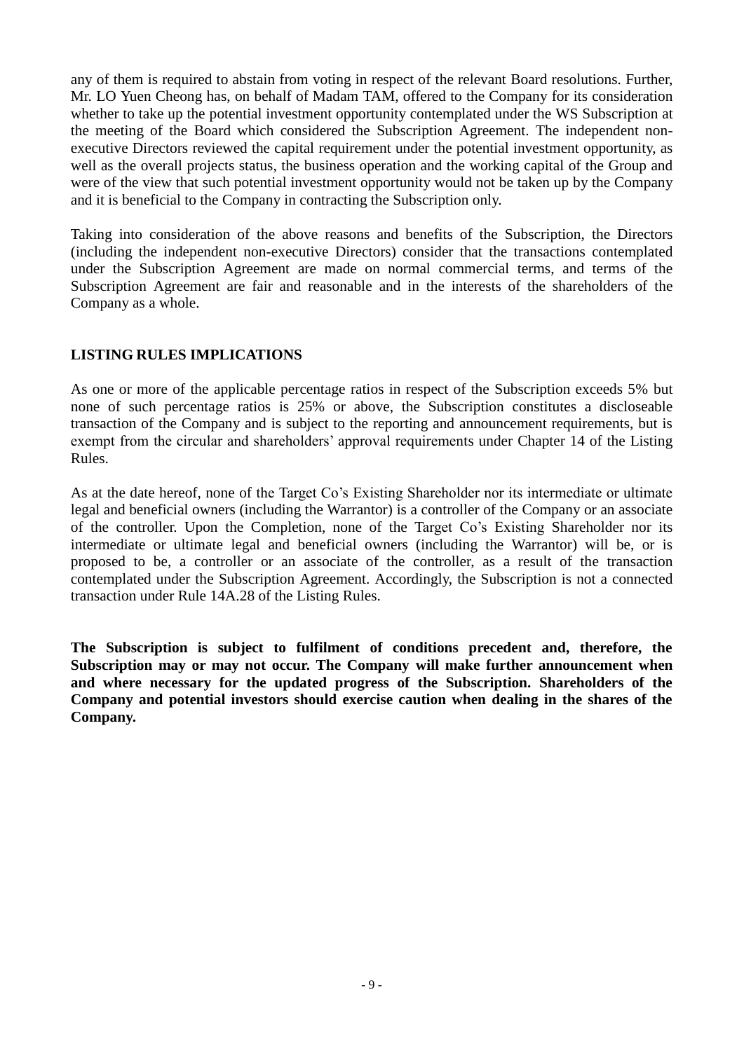any of them is required to abstain from voting in respect of the relevant Board resolutions. Further, Mr. LO Yuen Cheong has, on behalf of Madam TAM, offered to the Company for its consideration whether to take up the potential investment opportunity contemplated under the WS Subscription at the meeting of the Board which considered the Subscription Agreement. The independent non-executive Directors reviewed the capital requirement under the potential investment opportunity, as well as the overall projects status, the business operation and the working capital of the Group and were of the view that such potential investment opportunity would not be taken up by the Company and it is beneficial to the Company in contracting the Subscription only.

Taking into consideration of the above reasons and benefits of the Subscription, the Directors (including the independent non-executive Directors) consider that the transactions contemplated under the Subscription Agreement are made on normal commercial terms, and terms of the Subscription Agreement are fair and reasonable and in the interests of the shareholders of the Company as a whole.

## LISTING RULES IMPLICATIONS

As one or more of the applicable percentage ratios in respect of the Subscription exceeds 5% but none of such percentage ratios is 25% or above, the Subscription constitutes a discloseable transaction of the Company and is subject to the reporting and announcement requirements, but is exempt from the circular and shareholders' approval requirements under Chapter 14 of the Listing Rules.

As at the date hereof, none of the Target Co's Existing Shareholder nor its intermediate or ultimate legal and beneficial owners (including the Warrantor) is a controller of the Company or an associate of the controller. Upon the Completion, none of the Target Co's Existing Shareholder nor its intermediate or ultimate legal and beneficial owners (including the Warrantor) will be, or is proposed to be, a controller or an associate of the controller, as a result of the transaction contemplated under the Subscription Agreement. Accordingly, the Subscription is not a connected transaction under Rule 14A.28 of the Listing Rules.

**The Subscription is subject to fulfilment of conditions precedent and, therefore, the Subscription may or may not occur. The Company will make further announcement when and where necessary for the updated progress of the Subscription. Shareholders of the Company and potential investors should exercise caution when dealing in the shares of the Company.**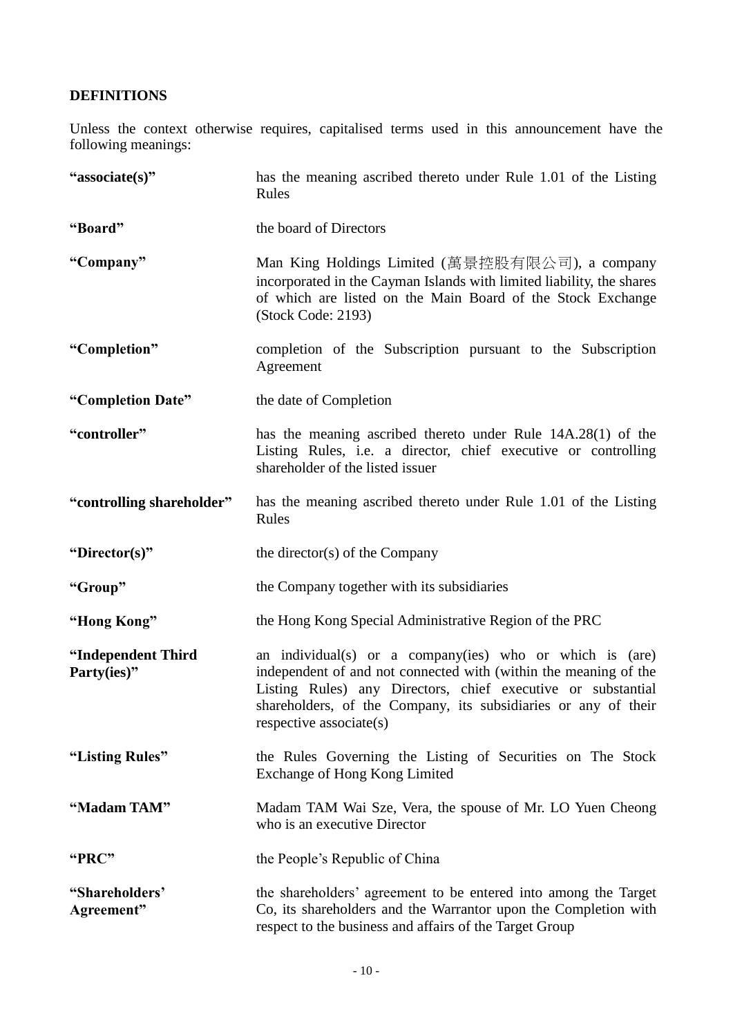## DEFINITIONS

Unless the context otherwise requires, capitalised terms used in this announcement have the following meanings:

| | |
|---|---|
| **"associate(s)"** | has the meaning ascribed thereto under Rule 1.01 of the Listing Rules |
| **"Board"** | the board of Directors |
| **"Company"** | Man King Holdings Limited (萬景控股有限公司), a company incorporated in the Cayman Islands with limited liability, the shares of which are listed on the Main Board of the Stock Exchange (Stock Code: 2193) |
| **"Completion"** | completion of the Subscription pursuant to the Subscription Agreement |
| **"Completion Date"** | the date of Completion |
| **"controller"** | has the meaning ascribed thereto under Rule 14A.28(1) of the Listing Rules, i.e. a director, chief executive or controlling shareholder of the listed issuer |
| **"controlling shareholder"** | has the meaning ascribed thereto under Rule 1.01 of the Listing Rules |
| **"Director(s)"** | the director(s) of the Company |
| **"Group"** | the Company together with its subsidiaries |
| **"Hong Kong"** | the Hong Kong Special Administrative Region of the PRC |
| **"Independent Third Party(ies)"** | an individual(s) or a company(ies) who or which is (are) independent of and not connected with (within the meaning of the Listing Rules) any Directors, chief executive or substantial shareholders, of the Company, its subsidiaries or any of their respective associate(s) |
| **"Listing Rules"** | the Rules Governing the Listing of Securities on The Stock Exchange of Hong Kong Limited |
| **"Madam TAM"** | Madam TAM Wai Sze, Vera, the spouse of Mr. LO Yuen Cheong who is an executive Director |
| **"PRC"** | the People's Republic of China |
| **"Shareholders' Agreement"** | the shareholders' agreement to be entered into among the Target Co, its shareholders and the Warrantor upon the Completion with respect to the business and affairs of the Target Group |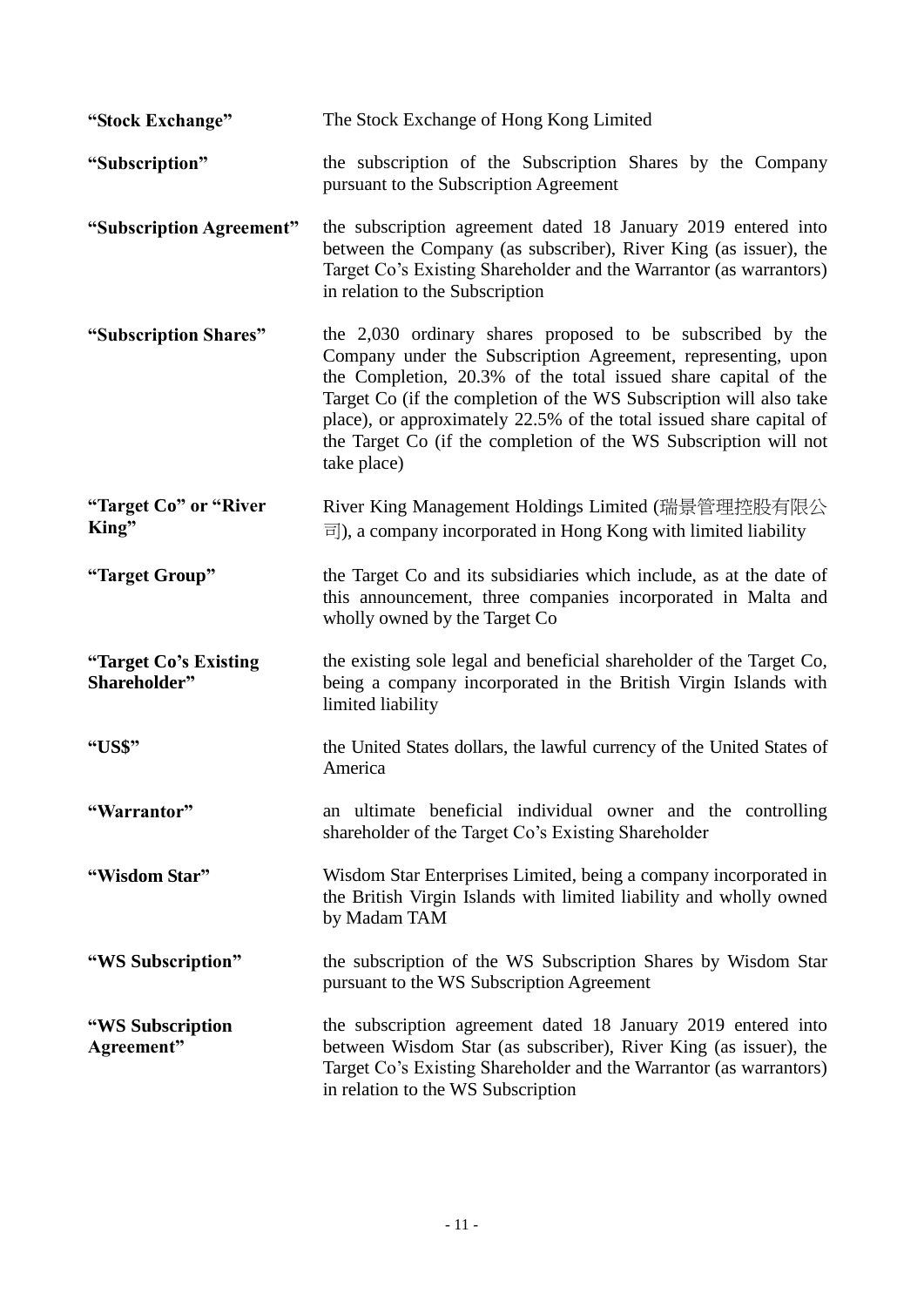| | |
|---|---|
| **"Stock Exchange"** | The Stock Exchange of Hong Kong Limited |
| **"Subscription"** | the subscription of the Subscription Shares by the Company pursuant to the Subscription Agreement |
| **"Subscription Agreement"** | the subscription agreement dated 18 January 2019 entered into between the Company (as subscriber), River King (as issuer), the Target Co's Existing Shareholder and the Warrantor (as warrantors) in relation to the Subscription |
| **"Subscription Shares"** | the 2,030 ordinary shares proposed to be subscribed by the Company under the Subscription Agreement, representing, upon the Completion, 20.3% of the total issued share capital of the Target Co (if the completion of the WS Subscription will also take place), or approximately 22.5% of the total issued share capital of the Target Co (if the completion of the WS Subscription will not take place) |
| **"Target Co" or "River King"** | River King Management Holdings Limited (瑞景管理控股有限公司), a company incorporated in Hong Kong with limited liability |
| **"Target Group"** | the Target Co and its subsidiaries which include, as at the date of this announcement, three companies incorporated in Malta and wholly owned by the Target Co |
| **"Target Co's Existing Shareholder"** | the existing sole legal and beneficial shareholder of the Target Co, being a company incorporated in the British Virgin Islands with limited liability |
| **"US$"** | the United States dollars, the lawful currency of the United States of America |
| **"Warrantor"** | an ultimate beneficial individual owner and the controlling shareholder of the Target Co's Existing Shareholder |
| **"Wisdom Star"** | Wisdom Star Enterprises Limited, being a company incorporated in the British Virgin Islands with limited liability and wholly owned by Madam TAM |
| **"WS Subscription"** | the subscription of the WS Subscription Shares by Wisdom Star pursuant to the WS Subscription Agreement |
| **"WS Subscription Agreement"** | the subscription agreement dated 18 January 2019 entered into between Wisdom Star (as subscriber), River King (as issuer), the Target Co's Existing Shareholder and the Warrantor (as warrantors) in relation to the WS Subscription |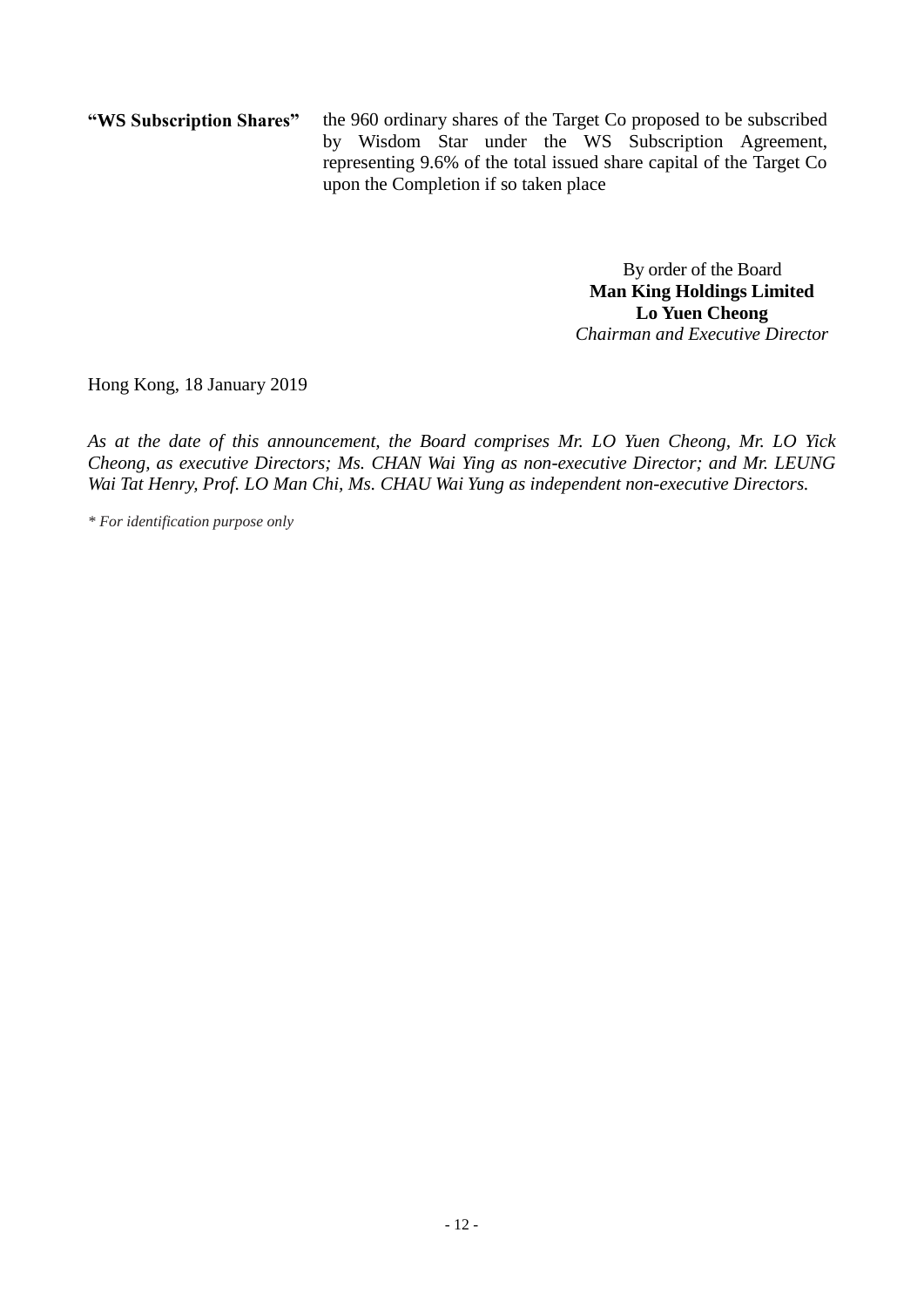| | |
|---|---|
| **"WS Subscription Shares"** | the 960 ordinary shares of the Target Co proposed to be subscribed by Wisdom Star under the WS Subscription Agreement, representing 9.6% of the total issued share capital of the Target Co upon the Completion if so taken place |

By order of the Board
**Man King Holdings Limited**
**Lo Yuen Cheong**
*Chairman and Executive Director*

Hong Kong, 18 January 2019

*As at the date of this announcement, the Board comprises Mr. LO Yuen Cheong, Mr. LO Yick Cheong, as executive Directors; Ms. CHAN Wai Ying as non-executive Director; and Mr. LEUNG Wai Tat Henry, Prof. LO Man Chi, Ms. CHAU Wai Yung as independent non-executive Directors.*

*\* For identification purpose only*